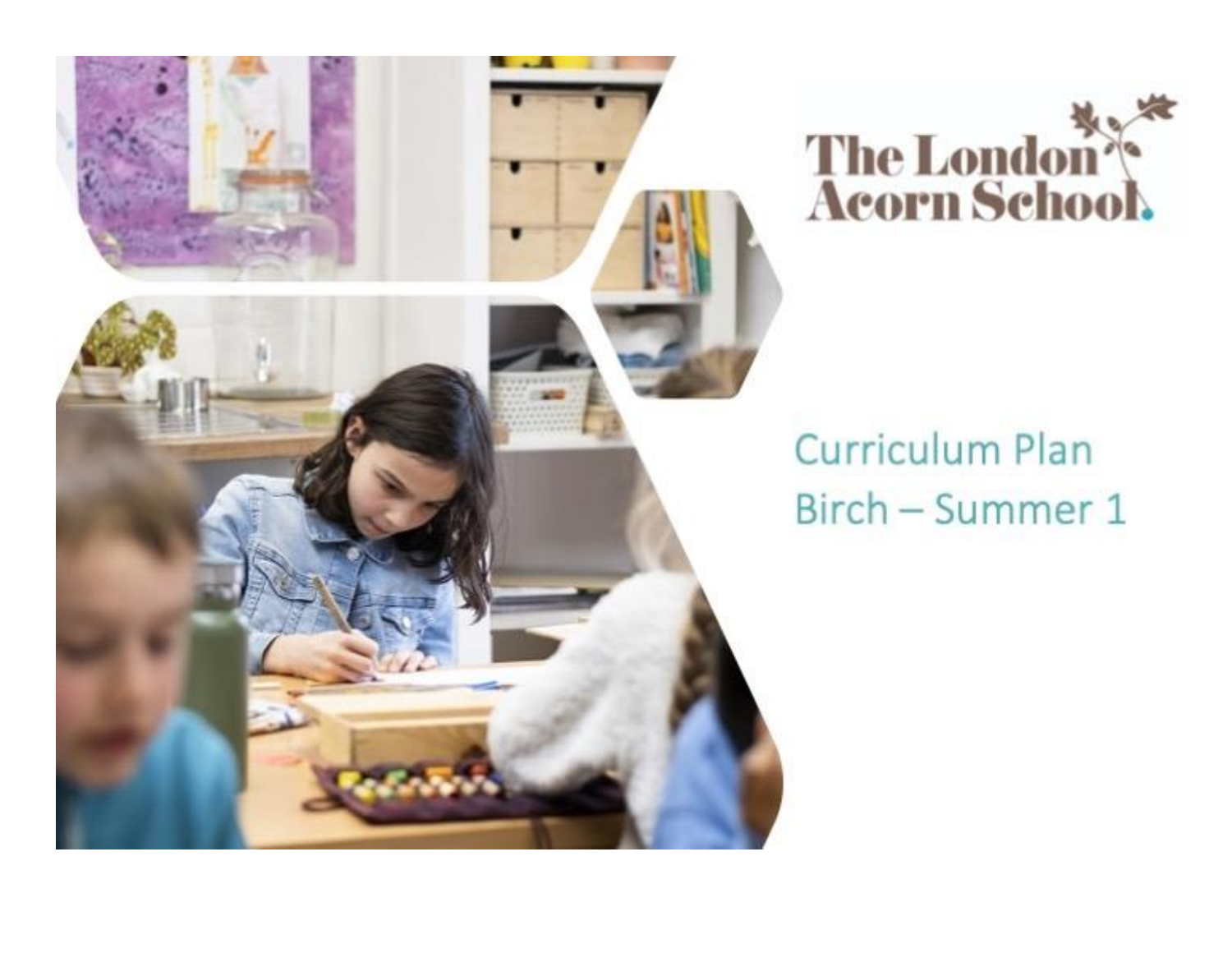The London Acorn School

# Curriculum Plan
## Birch – Summer 1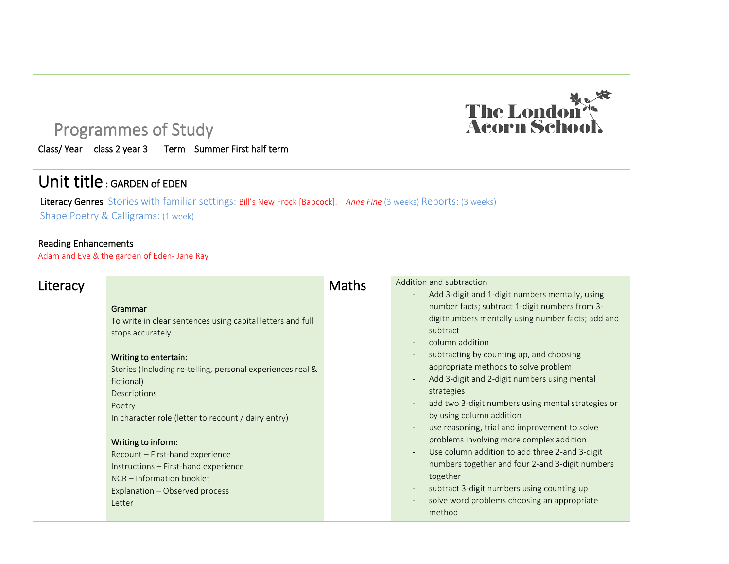# Programmes of Study

The London Acorn School

Class/ Year class 2 year 3 Term Summer First half term

## Unit title : GARDEN of EDEN

**Literacy Genres** Stories with familiar settings: Bill's New Frock [Babcock]. *Anne Fine* (3 weeks) Reports: (3 weeks)
Shape Poetry & Calligrams: (1 week)

**Reading Enhancements**
Adam and Eve & the garden of Eden- Jane Ray

| Literacy | | Maths | |
|---|---|---|---|
| | **Grammar**<br>To write in clear sentences using capital letters and full stops accurately.<br><br>**Writing to entertain:**<br>Stories (Including re-telling, personal experiences real & fictional)<br>Descriptions<br>Poetry<br>In character role (letter to recount / dairy entry)<br><br>**Writing to inform:**<br>Recount – First-hand experience<br>Instructions – First-hand experience<br>NCR – Information booklet<br>Explanation – Observed process<br>Letter | | Addition and subtraction<br>- Add 3-digit and 1-digit numbers mentally, using number facts; subtract 1-digit numbers from 3-digitnumbers mentally using number facts; add and subtract<br>- column addition<br>- subtracting by counting up, and choosing appropriate methods to solve problem<br>- Add 3-digit and 2-digit numbers using mental strategies<br>- add two 3-digit numbers using mental strategies or by using column addition<br>- use reasoning, trial and improvement to solve problems involving more complex addition<br>- Use column addition to add three 2-and 3-digit numbers together and four 2-and 3-digit numbers together<br>- subtract 3-digit numbers using counting up<br>- solve word problems choosing an appropriate method |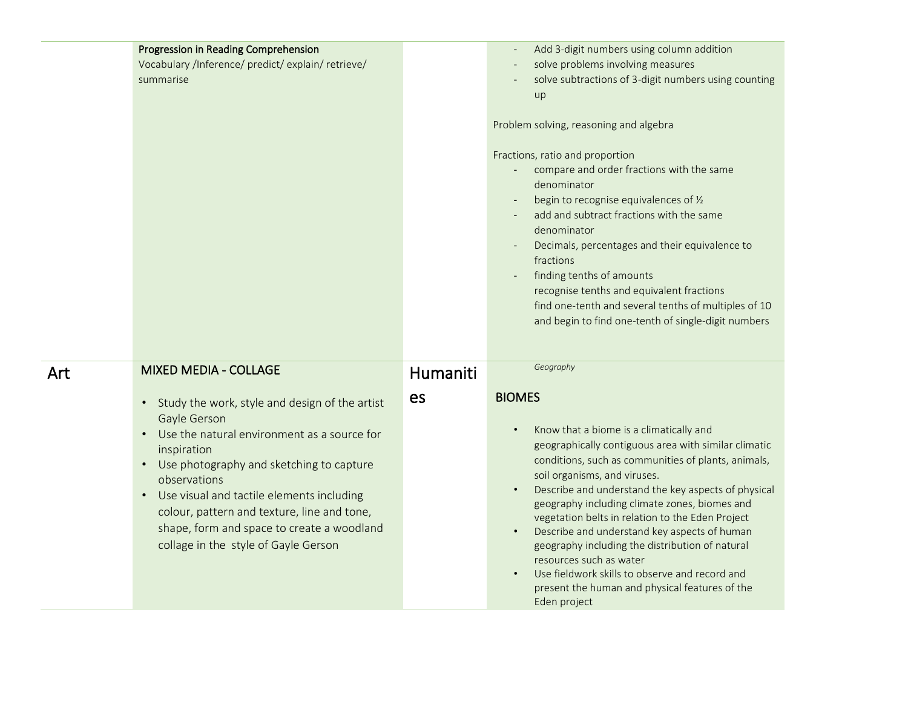| | | | |
|---|---|---|---|
| | **Progression in Reading Comprehension**<br>Vocabulary /Inference/ predict/ explain/ retrieve/ summarise | | - Add 3-digit numbers using column addition<br>- solve problems involving measures<br>- solve subtractions of 3-digit numbers using counting up<br><br>Problem solving, reasoning and algebra<br><br>Fractions, ratio and proportion<br>- compare and order fractions with the same denominator<br>- begin to recognise equivalences of ½<br>- add and subtract fractions with the same denominator<br>- Decimals, percentages and their equivalence to fractions<br>- finding tenths of amounts<br>recognise tenths and equivalent fractions<br>find one-tenth and several tenths of multiples of 10 and begin to find one-tenth of single-digit numbers |
| Art | MIXED MEDIA - COLLAGE<br><br>• Study the work, style and design of the artist Gayle Gerson<br>• Use the natural environment as a source for inspiration<br>• Use photography and sketching to capture observations<br>• Use visual and tactile elements including colour, pattern and texture, line and tone, shape, form and space to create a woodland collage in the style of Gayle Gerson | Humanities | *Geography*<br><br>BIOMES<br><br>• Know that a biome is a climatically and geographically contiguous area with similar climatic conditions, such as communities of plants, animals, soil organisms, and viruses.<br>• Describe and understand the key aspects of physical geography including climate zones, biomes and vegetation belts in relation to the Eden Project<br>• Describe and understand key aspects of human geography including the distribution of natural resources such as water<br>• Use fieldwork skills to observe and record and present the human and physical features of the Eden project |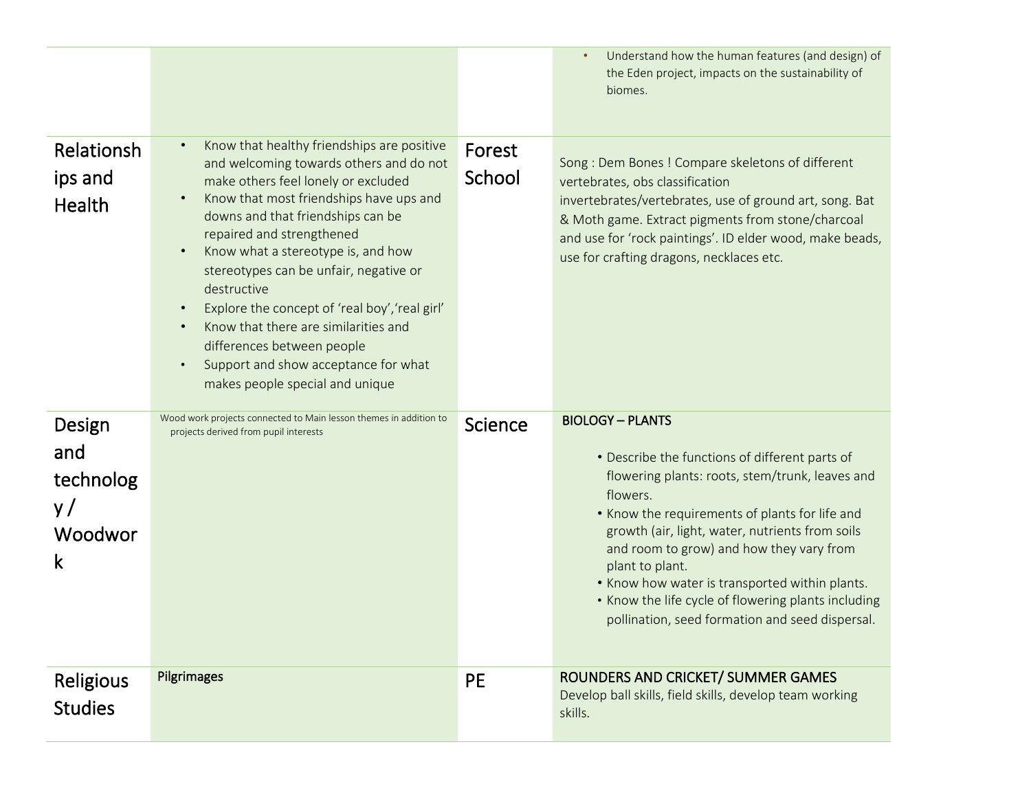| | | | |
|---|---|---|---|
| | | | • Understand how the human features (and design) of the Eden project, impacts on the sustainability of biomes. |
| Relationships and Health | • Know that healthy friendships are positive and welcoming towards others and do not make others feel lonely or excluded<br>• Know that most friendships have ups and downs and that friendships can be repaired and strengthened<br>• Know what a stereotype is, and how stereotypes can be unfair, negative or destructive<br>• Explore the concept of 'real boy','real girl'<br>• Know that there are similarities and differences between people<br>• Support and show acceptance for what makes people special and unique | Forest School | Song : Dem Bones ! Compare skeletons of different vertebrates, obs classification invertebrates/vertebrates, use of ground art, song. Bat & Moth game. Extract pigments from stone/charcoal and use for 'rock paintings'. ID elder wood, make beads, use for crafting dragons, necklaces etc. |
| Design and technology / Woodwork | Wood work projects connected to Main lesson themes in addition to projects derived from pupil interests | Science | **BIOLOGY – PLANTS**<br>• Describe the functions of different parts of flowering plants: roots, stem/trunk, leaves and flowers.<br>• Know the requirements of plants for life and growth (air, light, water, nutrients from soils and room to grow) and how they vary from plant to plant.<br>• Know how water is transported within plants.<br>• Know the life cycle of flowering plants including pollination, seed formation and seed dispersal. |
| Religious Studies | Pilgrimages | PE | ROUNDERS AND CRICKET/ SUMMER GAMES<br>Develop ball skills, field skills, develop team working skills. |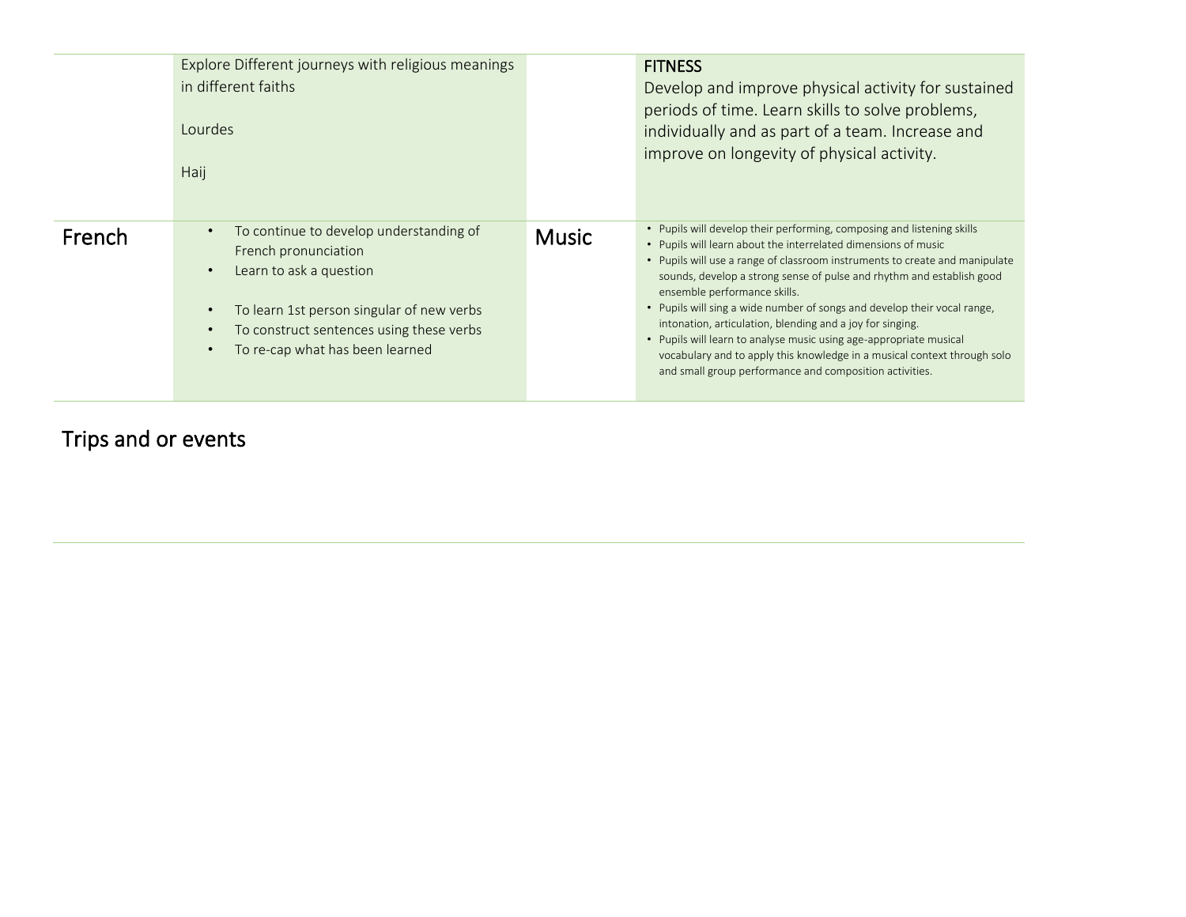| | | | |
|---|---|---|---|
| | Explore Different journeys with religious meanings in different faiths<br><br>Lourdes<br><br>Haij | | FITNESS<br>Develop and improve physical activity for sustained periods of time. Learn skills to solve problems, individually and as part of a team. Increase and improve on longevity of physical activity. |
| French | • To continue to develop understanding of French pronunciation<br>• Learn to ask a question<br><br>• To learn 1st person singular of new verbs<br>• To construct sentences using these verbs<br>• To re-cap what has been learned | Music | • Pupils will develop their performing, composing and listening skills<br>• Pupils will learn about the interrelated dimensions of music<br>• Pupils will use a range of classroom instruments to create and manipulate sounds, develop a strong sense of pulse and rhythm and establish good ensemble performance skills.<br>• Pupils will sing a wide number of songs and develop their vocal range, intonation, articulation, blending and a joy for singing.<br>• Pupils will learn to analyse music using age-appropriate musical vocabulary and to apply this knowledge in a musical context through solo and small group performance and composition activities. |

## Trips and or events